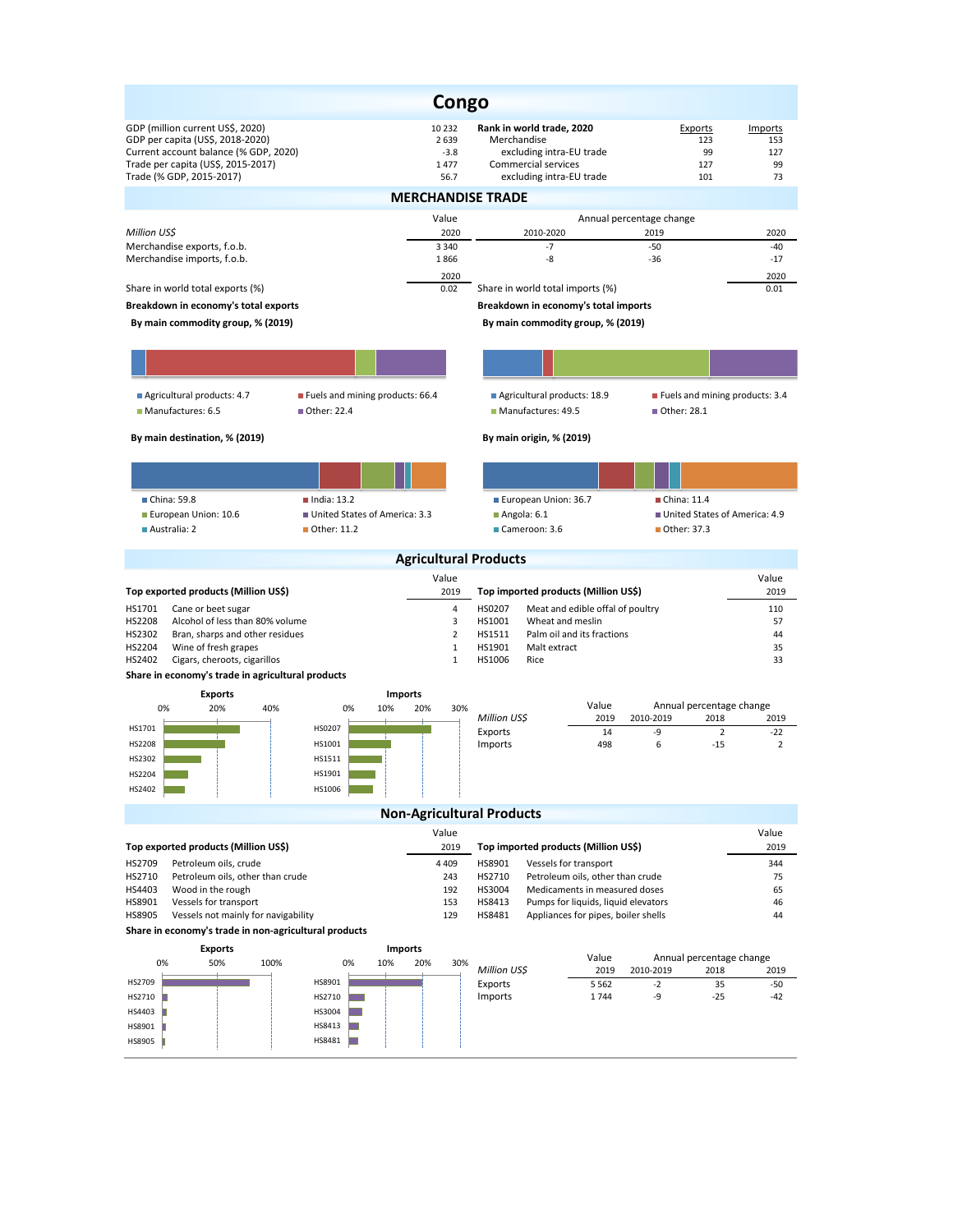# Congo

| | | **Rank in world trade, 2020** | Exports | Imports |
|---|---|---|---|---|
| GDP (million current US$, 2020) | 10 232 | Merchandise | 123 | 153 |
| GDP per capita (US$, 2018-2020) | 2 639 | excluding intra-EU trade | 99 | 127 |
| Current account balance (% GDP, 2020) | -3.8 | Commercial services | 127 | 99 |
| Trade per capita (US$, 2015-2017) | 1 477 | excluding intra-EU trade | 101 | 73 |
| Trade (% GDP, 2015-2017) | 56.7 | | | |

## MERCHANDISE TRADE

| *Million US$* | Value 2020 | Annual percentage change 2010-2020 | 2019 | 2020 |
|---|---|---|---|---|
| Merchandise exports, f.o.b. | 3 340 | -7 | -50 | -40 |
| Merchandise imports, f.o.b. | 1 866 | -8 | -36 | -17 |

| | 2020 | | 2020 |
|---|---|---|---|
| Share in world total exports (%) | 0.02 | Share in world total imports (%) | 0.01 |

**Breakdown in economy's total exports**

**By main commodity group, % (2019)**

- Agricultural products: 4.7
- Fuels and mining products: 66.4
- Manufactures: 6.5
- Other: 22.4

**By main destination, % (2019)**

- China: 59.8
- India: 13.2
- European Union: 10.6
- United States of America: 3.3
- Australia: 2
- Other: 11.2

**Breakdown in economy's total imports**

**By main commodity group, % (2019)**

- Agricultural products: 18.9
- Fuels and mining products: 3.4
- Manufactures: 49.5
- Other: 28.1

**By main origin, % (2019)**

- European Union: 36.7
- China: 11.4
- Angola: 6.1
- United States of America: 4.9
- Cameroon: 3.6
- Other: 37.3

## Agricultural Products

| **Top exported products (Million US$)** | | Value 2019 |
|---|---|---|
| HS1701 | Cane or beet sugar | 4 |
| HS2208 | Alcohol of less than 80% volume | 3 |
| HS2302 | Bran, sharps and other residues | 2 |
| HS2204 | Wine of fresh grapes | 1 |
| HS2402 | Cigars, cheroots, cigarillos | 1 |

| **Top imported products (Million US$)** | | Value 2019 |
|---|---|---|
| HS0207 | Meat and edible offal of poultry | 110 |
| HS1001 | Wheat and meslin | 57 |
| HS1511 | Palm oil and its fractions | 44 |
| HS1901 | Malt extract | 35 |
| HS1006 | Rice | 33 |

**Share in economy's trade in agricultural products**

| *Million US$* | Value 2019 | Annual percentage change 2010-2019 | 2018 | 2019 |
|---|---|---|---|---|
| Exports | 14 | -9 | 2 | -22 |
| Imports | 498 | 6 | -15 | 2 |

## Non-Agricultural Products

| **Top exported products (Million US$)** | | Value 2019 |
|---|---|---|
| HS2709 | Petroleum oils, crude | 4 409 |
| HS2710 | Petroleum oils, other than crude | 243 |
| HS4403 | Wood in the rough | 192 |
| HS8901 | Vessels for transport | 153 |
| HS8905 | Vessels not mainly for navigability | 129 |

| **Top imported products (Million US$)** | | Value 2019 |
|---|---|---|
| HS8901 | Vessels for transport | 344 |
| HS2710 | Petroleum oils, other than crude | 75 |
| HS3004 | Medicaments in measured doses | 65 |
| HS8413 | Pumps for liquids, liquid elevators | 46 |
| HS8481 | Appliances for pipes, boiler shells | 44 |

**Share in economy's trade in non-agricultural products**

| *Million US$* | Value 2019 | Annual percentage change 2010-2019 | 2018 | 2019 |
|---|---|---|---|---|
| Exports | 5 562 | -2 | 35 | -50 |
| Imports | 1 744 | -9 | -25 | -42 |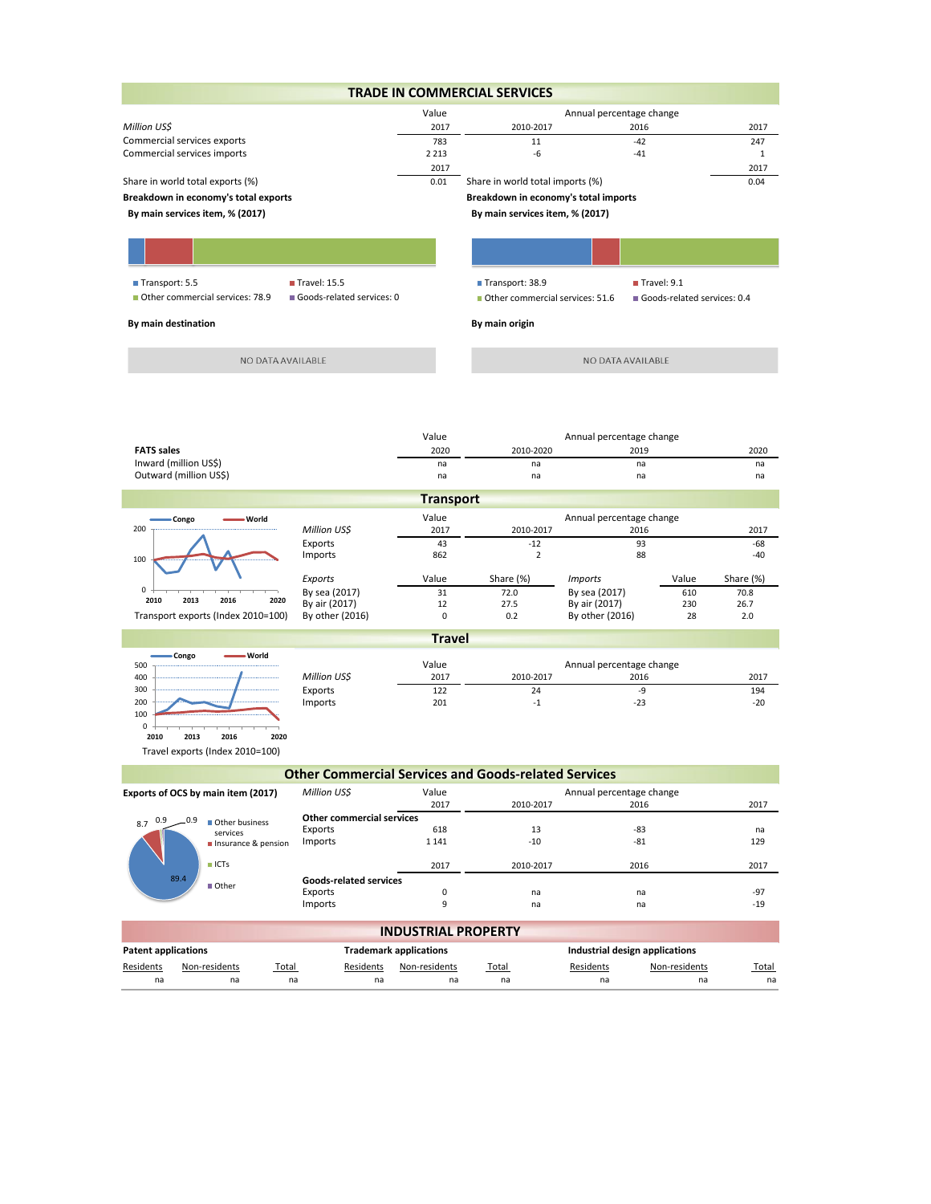## TRADE IN COMMERCIAL SERVICES

| Million US$ | Value 2017 | Annual percentage change 2010-2017 | 2016 | 2017 |
|---|---|---|---|---|
| Commercial services exports | 783 | 11 | -42 | 247 |
| Commercial services imports | 2 213 | -6 | -41 | 1 |

| | 2017 | | 2017 |
|---|---|---|---|
| Share in world total exports (%) | 0.01 | Share in world total imports (%) | 0.04 |

**Breakdown in economy's total exports**

**By main services item, % (2017)**

Transport: 5.5
Travel: 15.5
Other commercial services: 78.9
Goods-related services: 0

**Breakdown in economy's total imports**

**By main services item, % (2017)**

Transport: 38.9
Travel: 9.1
Other commercial services: 51.6
Goods-related services: 0.4

**By main destination**

NO DATA AVAILABLE

**By main origin**

NO DATA AVAILABLE

| FATS sales | Value 2020 | Annual percentage change 2010-2020 | 2019 | 2020 |
|---|---|---|---|---|
| Inward (million US$) | na | na | na | na |
| Outward (million US$) | na | na | na | na |

## Transport

Congo
World
200
100
0
2010
2013
2016
2020
Transport exports (Index 2010=100)

| Million US$ | Value 2017 | Annual percentage change 2010-2017 | 2016 | 2017 |
|---|---|---|---|---|
| Exports | 43 | -12 | 93 | -68 |
| Imports | 862 | 2 | 88 | -40 |

| Exports | Value | Share (%) | Imports | Value | Share (%) |
|---|---|---|---|---|---|
| By sea (2017) | 31 | 72.0 | By sea (2017) | 610 | 70.8 |
| By air (2017) | 12 | 27.5 | By air (2017) | 230 | 26.7 |
| By other (2016) | 0 | 0.2 | By other (2016) | 28 | 2.0 |

## Travel

Congo
World
500
400
300
200
100
0
2010
2013
2016
2020
Travel exports (Index 2010=100)

| Million US$ | Value 2017 | Annual percentage change 2010-2017 | 2016 | 2017 |
|---|---|---|---|---|
| Exports | 122 | 24 | -9 | 194 |
| Imports | 201 | -1 | -23 | -20 |

## Other Commercial Services and Goods-related Services

**Exports of OCS by main item (2017)**

89.4
8.7
0.9
0.9
Other business services
Insurance & pension
ICTs
Other

| Million US$ | Value 2017 | Annual percentage change 2010-2017 | 2016 | 2017 |
|---|---|---|---|---|
| **Other commercial services** | | | | |
| Exports | 618 | 13 | -83 | na |
| Imports | 1 141 | -10 | -81 | 129 |

| | 2017 | 2010-2017 | 2016 | 2017 |
|---|---|---|---|---|
| **Goods-related services** | | | | |
| Exports | 0 | na | na | -97 |
| Imports | 9 | na | na | -19 |

## INDUSTRIAL PROPERTY

| Patent applications | | | Trademark applications | | | Industrial design applications | | |
|---|---|---|---|---|---|---|---|---|
| Residents | Non-residents | Total | Residents | Non-residents | Total | Residents | Non-residents | Total |
| na | na | na | na | na | na | na | na | na |